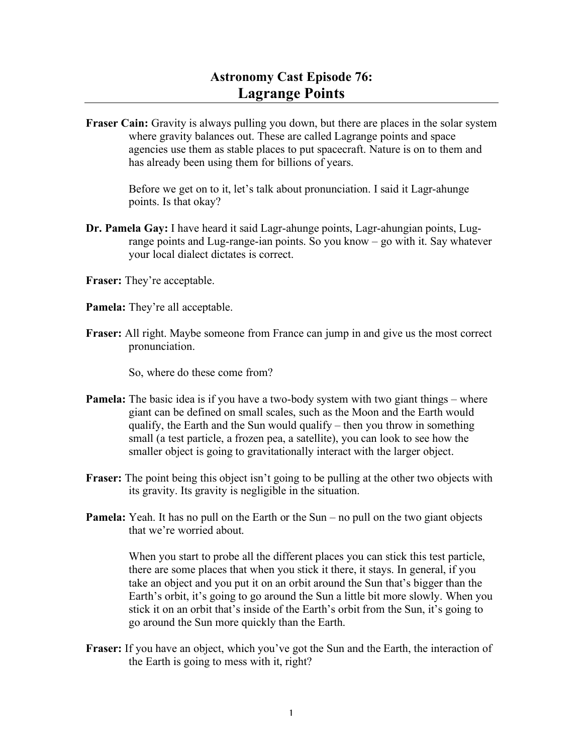# Astronomy Cast Episode 76:
# Lagrange Points

**Fraser Cain:** Gravity is always pulling you down, but there are places in the solar system where gravity balances out. These are called Lagrange points and space agencies use them as stable places to put spacecraft. Nature is on to them and has already been using them for billions of years.

Before we get on to it, let's talk about pronunciation. I said it Lagr-ahunge points. Is that okay?

**Dr. Pamela Gay:** I have heard it said Lagr-ahunge points, Lagr-ahungian points, Lug-range points and Lug-range-ian points. So you know – go with it. Say whatever your local dialect dictates is correct.

**Fraser:** They're acceptable.

**Pamela:** They're all acceptable.

**Fraser:** All right. Maybe someone from France can jump in and give us the most correct pronunciation.

So, where do these come from?

**Pamela:** The basic idea is if you have a two-body system with two giant things – where giant can be defined on small scales, such as the Moon and the Earth would qualify, the Earth and the Sun would qualify – then you throw in something small (a test particle, a frozen pea, a satellite), you can look to see how the smaller object is going to gravitationally interact with the larger object.

**Fraser:** The point being this object isn't going to be pulling at the other two objects with its gravity. Its gravity is negligible in the situation.

**Pamela:** Yeah. It has no pull on the Earth or the Sun – no pull on the two giant objects that we're worried about.

When you start to probe all the different places you can stick this test particle, there are some places that when you stick it there, it stays. In general, if you take an object and you put it on an orbit around the Sun that's bigger than the Earth's orbit, it's going to go around the Sun a little bit more slowly. When you stick it on an orbit that's inside of the Earth's orbit from the Sun, it's going to go around the Sun more quickly than the Earth.

**Fraser:** If you have an object, which you've got the Sun and the Earth, the interaction of the Earth is going to mess with it, right?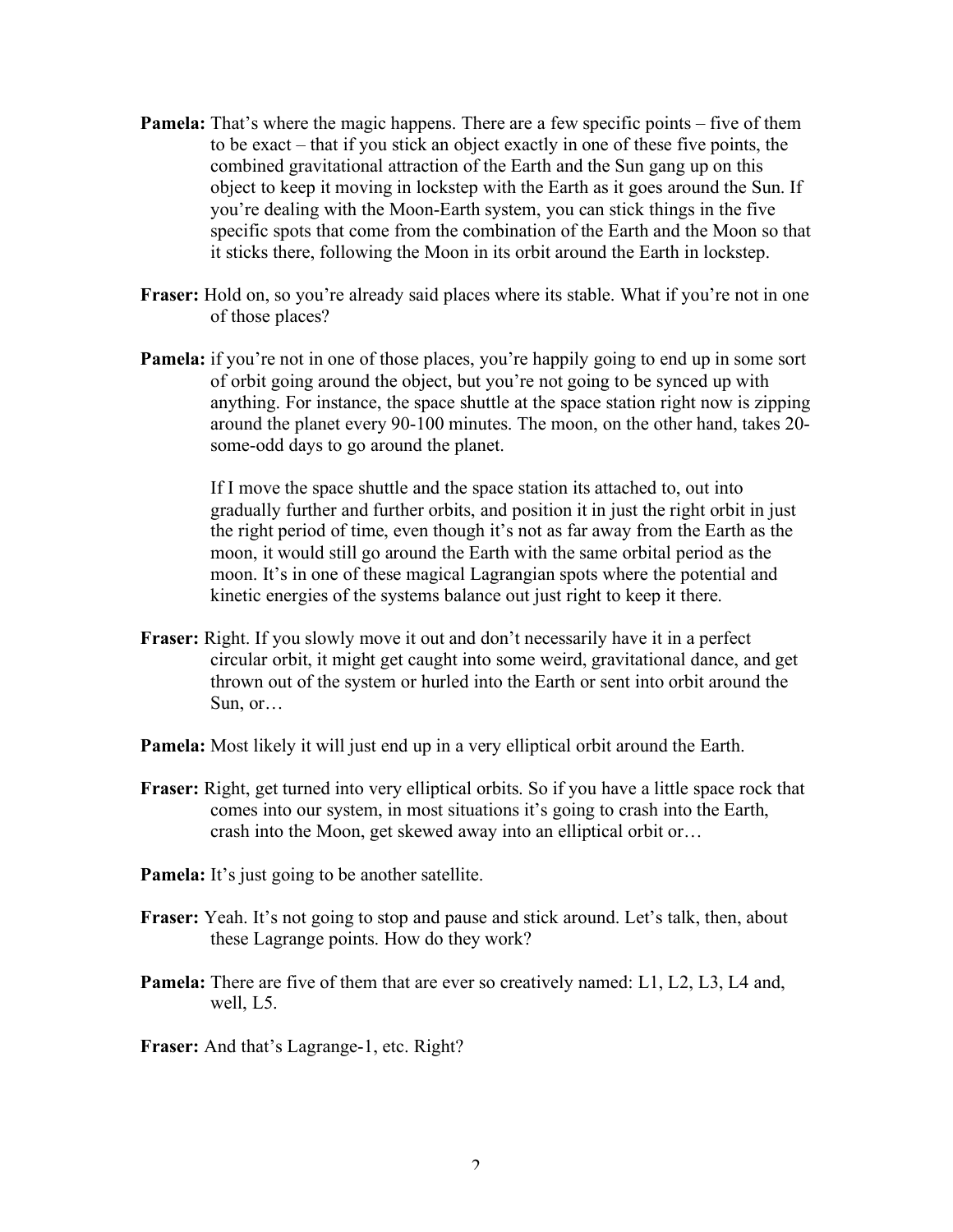**Pamela:** That's where the magic happens. There are a few specific points – five of them to be exact – that if you stick an object exactly in one of these five points, the combined gravitational attraction of the Earth and the Sun gang up on this object to keep it moving in lockstep with the Earth as it goes around the Sun. If you're dealing with the Moon-Earth system, you can stick things in the five specific spots that come from the combination of the Earth and the Moon so that it sticks there, following the Moon in its orbit around the Earth in lockstep.

**Fraser:** Hold on, so you're already said places where its stable. What if you're not in one of those places?

**Pamela:** if you're not in one of those places, you're happily going to end up in some sort of orbit going around the object, but you're not going to be synced up with anything. For instance, the space shuttle at the space station right now is zipping around the planet every 90-100 minutes. The moon, on the other hand, takes 20-some-odd days to go around the planet.

If I move the space shuttle and the space station its attached to, out into gradually further and further orbits, and position it in just the right orbit in just the right period of time, even though it's not as far away from the Earth as the moon, it would still go around the Earth with the same orbital period as the moon. It's in one of these magical Lagrangian spots where the potential and kinetic energies of the systems balance out just right to keep it there.

**Fraser:** Right. If you slowly move it out and don't necessarily have it in a perfect circular orbit, it might get caught into some weird, gravitational dance, and get thrown out of the system or hurled into the Earth or sent into orbit around the Sun, or…

**Pamela:** Most likely it will just end up in a very elliptical orbit around the Earth.

**Fraser:** Right, get turned into very elliptical orbits. So if you have a little space rock that comes into our system, in most situations it's going to crash into the Earth, crash into the Moon, get skewed away into an elliptical orbit or…

**Pamela:** It's just going to be another satellite.

**Fraser:** Yeah. It's not going to stop and pause and stick around. Let's talk, then, about these Lagrange points. How do they work?

**Pamela:** There are five of them that are ever so creatively named: L1, L2, L3, L4 and, well, L5.

**Fraser:** And that's Lagrange-1, etc. Right?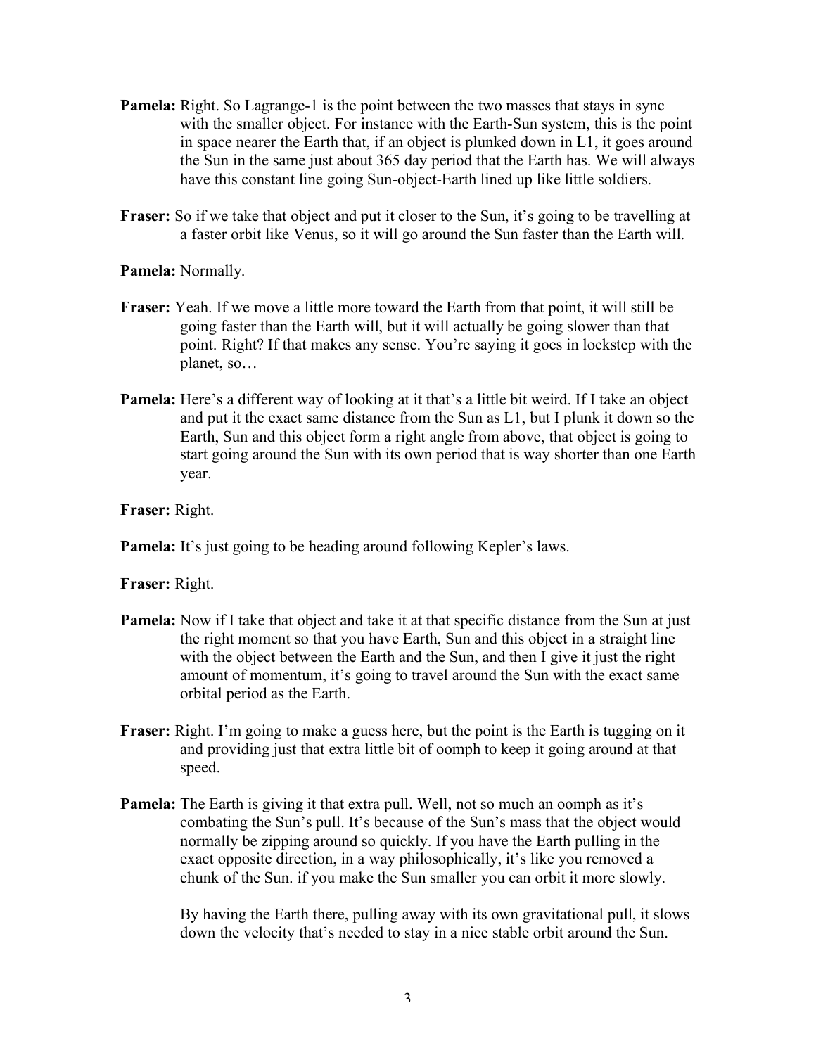**Pamela:** Right. So Lagrange-1 is the point between the two masses that stays in sync with the smaller object. For instance with the Earth-Sun system, this is the point in space nearer the Earth that, if an object is plunked down in L1, it goes around the Sun in the same just about 365 day period that the Earth has. We will always have this constant line going Sun-object-Earth lined up like little soldiers.

**Fraser:** So if we take that object and put it closer to the Sun, it's going to be travelling at a faster orbit like Venus, so it will go around the Sun faster than the Earth will.

**Pamela:** Normally.

**Fraser:** Yeah. If we move a little more toward the Earth from that point, it will still be going faster than the Earth will, but it will actually be going slower than that point. Right? If that makes any sense. You're saying it goes in lockstep with the planet, so…

**Pamela:** Here's a different way of looking at it that's a little bit weird. If I take an object and put it the exact same distance from the Sun as L1, but I plunk it down so the Earth, Sun and this object form a right angle from above, that object is going to start going around the Sun with its own period that is way shorter than one Earth year.

**Fraser:** Right.

**Pamela:** It's just going to be heading around following Kepler's laws.

**Fraser:** Right.

**Pamela:** Now if I take that object and take it at that specific distance from the Sun at just the right moment so that you have Earth, Sun and this object in a straight line with the object between the Earth and the Sun, and then I give it just the right amount of momentum, it's going to travel around the Sun with the exact same orbital period as the Earth.

**Fraser:** Right. I'm going to make a guess here, but the point is the Earth is tugging on it and providing just that extra little bit of oomph to keep it going around at that speed.

**Pamela:** The Earth is giving it that extra pull. Well, not so much an oomph as it's combating the Sun's pull. It's because of the Sun's mass that the object would normally be zipping around so quickly. If you have the Earth pulling in the exact opposite direction, in a way philosophically, it's like you removed a chunk of the Sun. if you make the Sun smaller you can orbit it more slowly.

By having the Earth there, pulling away with its own gravitational pull, it slows down the velocity that's needed to stay in a nice stable orbit around the Sun.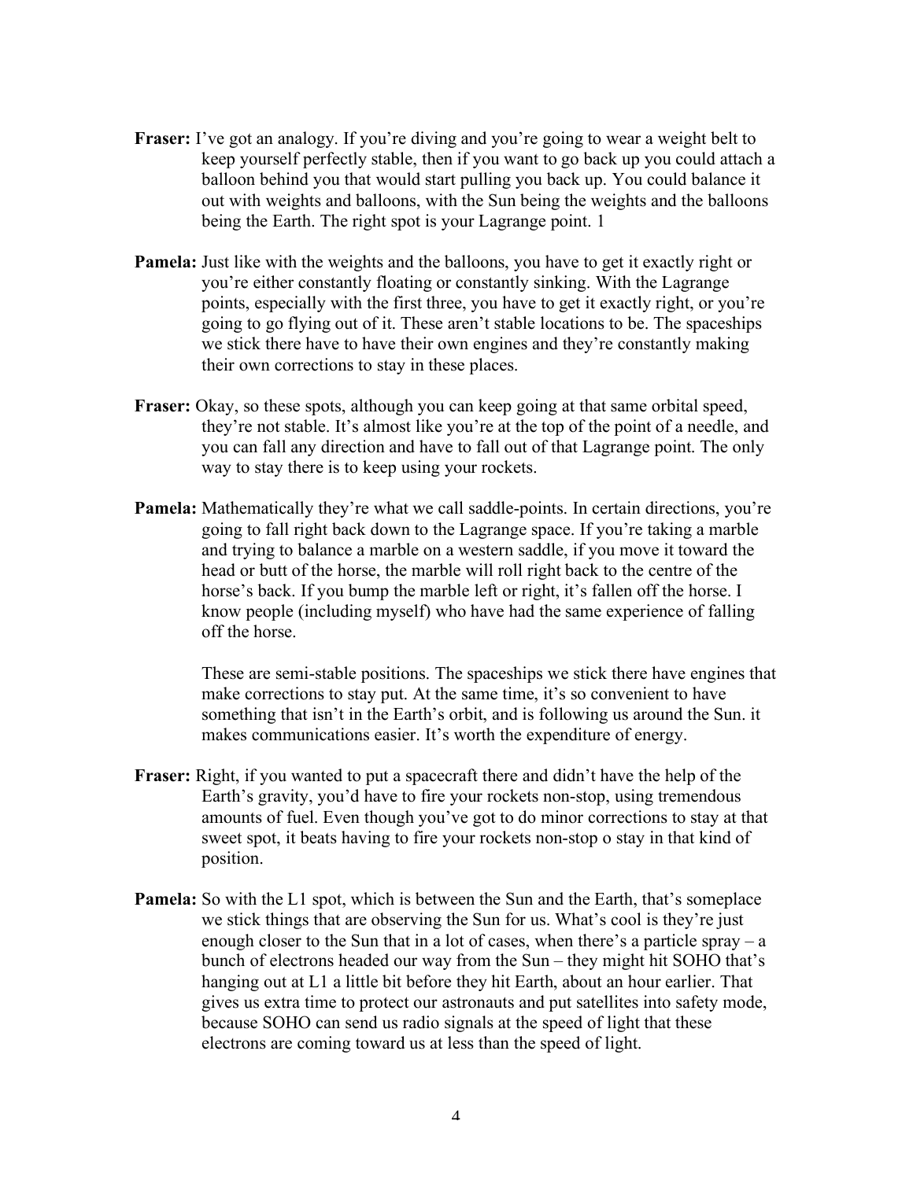**Fraser:** I've got an analogy. If you're diving and you're going to wear a weight belt to keep yourself perfectly stable, then if you want to go back up you could attach a balloon behind you that would start pulling you back up. You could balance it out with weights and balloons, with the Sun being the weights and the balloons being the Earth. The right spot is your Lagrange point. 1

**Pamela:** Just like with the weights and the balloons, you have to get it exactly right or you're either constantly floating or constantly sinking. With the Lagrange points, especially with the first three, you have to get it exactly right, or you're going to go flying out of it. These aren't stable locations to be. The spaceships we stick there have to have their own engines and they're constantly making their own corrections to stay in these places.

**Fraser:** Okay, so these spots, although you can keep going at that same orbital speed, they're not stable. It's almost like you're at the top of the point of a needle, and you can fall any direction and have to fall out of that Lagrange point. The only way to stay there is to keep using your rockets.

**Pamela:** Mathematically they're what we call saddle-points. In certain directions, you're going to fall right back down to the Lagrange space. If you're taking a marble and trying to balance a marble on a western saddle, if you move it toward the head or butt of the horse, the marble will roll right back to the centre of the horse's back. If you bump the marble left or right, it's fallen off the horse. I know people (including myself) who have had the same experience of falling off the horse.

These are semi-stable positions. The spaceships we stick there have engines that make corrections to stay put. At the same time, it's so convenient to have something that isn't in the Earth's orbit, and is following us around the Sun. it makes communications easier. It's worth the expenditure of energy.

**Fraser:** Right, if you wanted to put a spacecraft there and didn't have the help of the Earth's gravity, you'd have to fire your rockets non-stop, using tremendous amounts of fuel. Even though you've got to do minor corrections to stay at that sweet spot, it beats having to fire your rockets non-stop o stay in that kind of position.

**Pamela:** So with the L1 spot, which is between the Sun and the Earth, that's someplace we stick things that are observing the Sun for us. What's cool is they're just enough closer to the Sun that in a lot of cases, when there's a particle spray – a bunch of electrons headed our way from the Sun – they might hit SOHO that's hanging out at L1 a little bit before they hit Earth, about an hour earlier. That gives us extra time to protect our astronauts and put satellites into safety mode, because SOHO can send us radio signals at the speed of light that these electrons are coming toward us at less than the speed of light.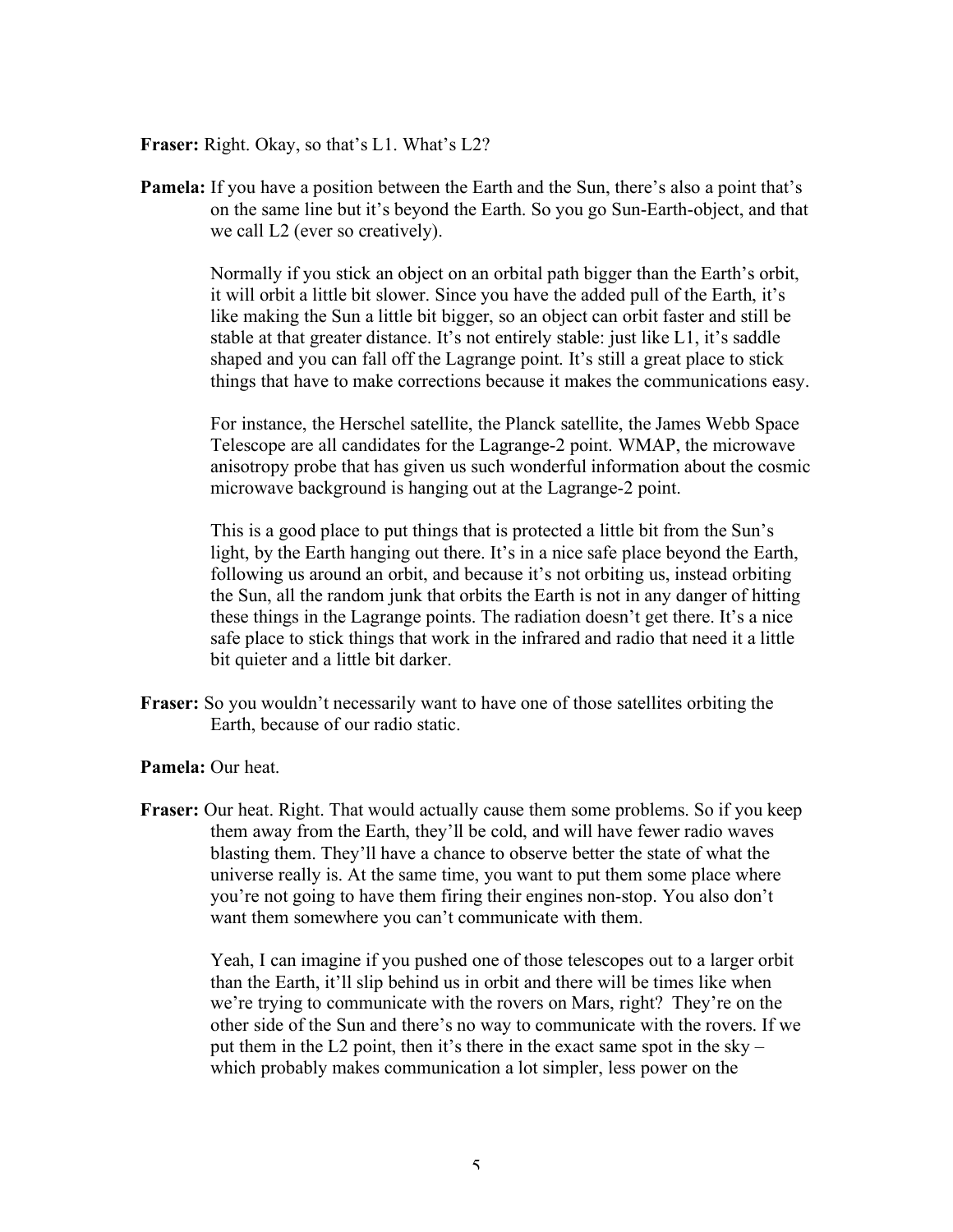**Fraser:** Right. Okay, so that's L1. What's L2?

**Pamela:** If you have a position between the Earth and the Sun, there's also a point that's on the same line but it's beyond the Earth. So you go Sun-Earth-object, and that we call L2 (ever so creatively).

Normally if you stick an object on an orbital path bigger than the Earth's orbit, it will orbit a little bit slower. Since you have the added pull of the Earth, it's like making the Sun a little bit bigger, so an object can orbit faster and still be stable at that greater distance. It's not entirely stable: just like L1, it's saddle shaped and you can fall off the Lagrange point. It's still a great place to stick things that have to make corrections because it makes the communications easy.

For instance, the Herschel satellite, the Planck satellite, the James Webb Space Telescope are all candidates for the Lagrange-2 point. WMAP, the microwave anisotropy probe that has given us such wonderful information about the cosmic microwave background is hanging out at the Lagrange-2 point.

This is a good place to put things that is protected a little bit from the Sun's light, by the Earth hanging out there. It's in a nice safe place beyond the Earth, following us around an orbit, and because it's not orbiting us, instead orbiting the Sun, all the random junk that orbits the Earth is not in any danger of hitting these things in the Lagrange points. The radiation doesn't get there. It's a nice safe place to stick things that work in the infrared and radio that need it a little bit quieter and a little bit darker.

**Fraser:** So you wouldn't necessarily want to have one of those satellites orbiting the Earth, because of our radio static.

**Pamela:** Our heat.

**Fraser:** Our heat. Right. That would actually cause them some problems. So if you keep them away from the Earth, they'll be cold, and will have fewer radio waves blasting them. They'll have a chance to observe better the state of what the universe really is. At the same time, you want to put them some place where you're not going to have them firing their engines non-stop. You also don't want them somewhere you can't communicate with them.

Yeah, I can imagine if you pushed one of those telescopes out to a larger orbit than the Earth, it'll slip behind us in orbit and there will be times like when we're trying to communicate with the rovers on Mars, right? They're on the other side of the Sun and there's no way to communicate with the rovers. If we put them in the L2 point, then it's there in the exact same spot in the sky – which probably makes communication a lot simpler, less power on the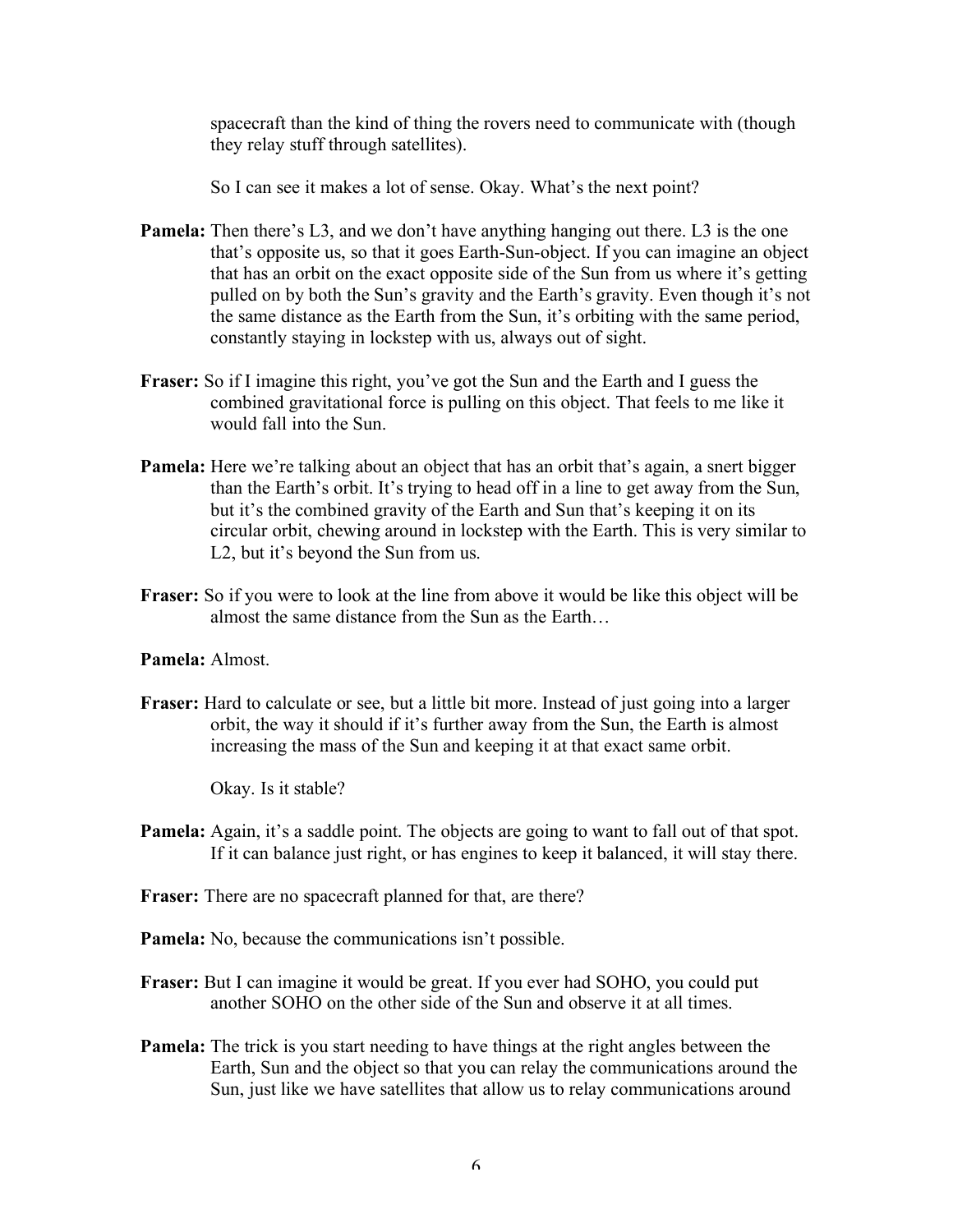spacecraft than the kind of thing the rovers need to communicate with (though they relay stuff through satellites).

So I can see it makes a lot of sense. Okay. What's the next point?

**Pamela:** Then there's L3, and we don't have anything hanging out there. L3 is the one that's opposite us, so that it goes Earth-Sun-object. If you can imagine an object that has an orbit on the exact opposite side of the Sun from us where it's getting pulled on by both the Sun's gravity and the Earth's gravity. Even though it's not the same distance as the Earth from the Sun, it's orbiting with the same period, constantly staying in lockstep with us, always out of sight.

**Fraser:** So if I imagine this right, you've got the Sun and the Earth and I guess the combined gravitational force is pulling on this object. That feels to me like it would fall into the Sun.

**Pamela:** Here we're talking about an object that has an orbit that's again, a snert bigger than the Earth's orbit. It's trying to head off in a line to get away from the Sun, but it's the combined gravity of the Earth and Sun that's keeping it on its circular orbit, chewing around in lockstep with the Earth. This is very similar to L2, but it's beyond the Sun from us.

**Fraser:** So if you were to look at the line from above it would be like this object will be almost the same distance from the Sun as the Earth…

**Pamela:** Almost.

**Fraser:** Hard to calculate or see, but a little bit more. Instead of just going into a larger orbit, the way it should if it's further away from the Sun, the Earth is almost increasing the mass of the Sun and keeping it at that exact same orbit.

Okay. Is it stable?

**Pamela:** Again, it's a saddle point. The objects are going to want to fall out of that spot. If it can balance just right, or has engines to keep it balanced, it will stay there.

**Fraser:** There are no spacecraft planned for that, are there?

**Pamela:** No, because the communications isn't possible.

**Fraser:** But I can imagine it would be great. If you ever had SOHO, you could put another SOHO on the other side of the Sun and observe it at all times.

**Pamela:** The trick is you start needing to have things at the right angles between the Earth, Sun and the object so that you can relay the communications around the Sun, just like we have satellites that allow us to relay communications around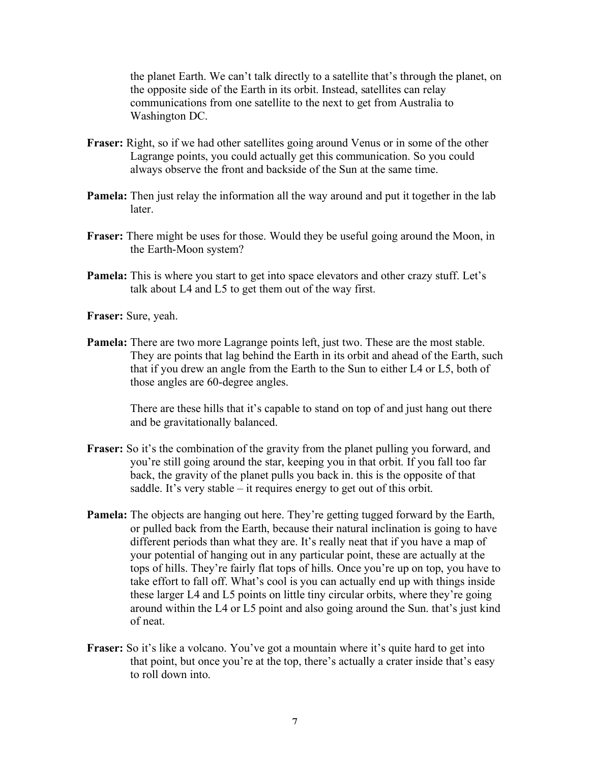the planet Earth. We can't talk directly to a satellite that's through the planet, on the opposite side of the Earth in its orbit. Instead, satellites can relay communications from one satellite to the next to get from Australia to Washington DC.

**Fraser:** Right, so if we had other satellites going around Venus or in some of the other Lagrange points, you could actually get this communication. So you could always observe the front and backside of the Sun at the same time.

**Pamela:** Then just relay the information all the way around and put it together in the lab later.

**Fraser:** There might be uses for those. Would they be useful going around the Moon, in the Earth-Moon system?

**Pamela:** This is where you start to get into space elevators and other crazy stuff. Let's talk about L4 and L5 to get them out of the way first.

**Fraser:** Sure, yeah.

**Pamela:** There are two more Lagrange points left, just two. These are the most stable. They are points that lag behind the Earth in its orbit and ahead of the Earth, such that if you drew an angle from the Earth to the Sun to either L4 or L5, both of those angles are 60-degree angles.

There are these hills that it's capable to stand on top of and just hang out there and be gravitationally balanced.

**Fraser:** So it's the combination of the gravity from the planet pulling you forward, and you're still going around the star, keeping you in that orbit. If you fall too far back, the gravity of the planet pulls you back in. this is the opposite of that saddle. It's very stable – it requires energy to get out of this orbit.

**Pamela:** The objects are hanging out here. They're getting tugged forward by the Earth, or pulled back from the Earth, because their natural inclination is going to have different periods than what they are. It's really neat that if you have a map of your potential of hanging out in any particular point, these are actually at the tops of hills. They're fairly flat tops of hills. Once you're up on top, you have to take effort to fall off. What's cool is you can actually end up with things inside these larger L4 and L5 points on little tiny circular orbits, where they're going around within the L4 or L5 point and also going around the Sun. that's just kind of neat.

**Fraser:** So it's like a volcano. You've got a mountain where it's quite hard to get into that point, but once you're at the top, there's actually a crater inside that's easy to roll down into.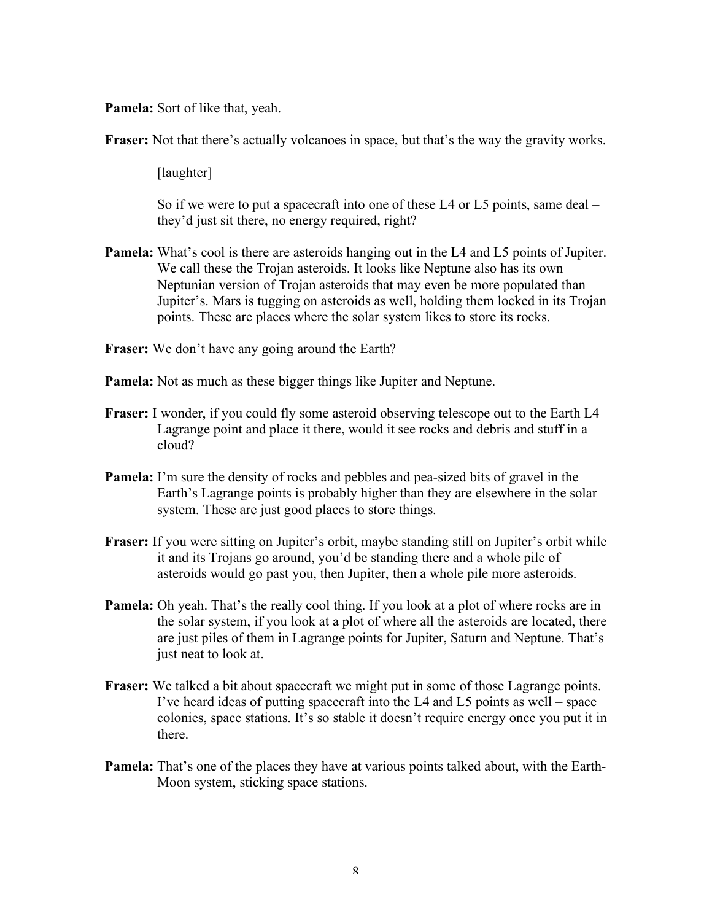**Pamela:** Sort of like that, yeah.

**Fraser:** Not that there's actually volcanoes in space, but that's the way the gravity works.

[laughter]

So if we were to put a spacecraft into one of these L4 or L5 points, same deal – they'd just sit there, no energy required, right?

**Pamela:** What's cool is there are asteroids hanging out in the L4 and L5 points of Jupiter. We call these the Trojan asteroids. It looks like Neptune also has its own Neptunian version of Trojan asteroids that may even be more populated than Jupiter's. Mars is tugging on asteroids as well, holding them locked in its Trojan points. These are places where the solar system likes to store its rocks.

**Fraser:** We don't have any going around the Earth?

**Pamela:** Not as much as these bigger things like Jupiter and Neptune.

**Fraser:** I wonder, if you could fly some asteroid observing telescope out to the Earth L4 Lagrange point and place it there, would it see rocks and debris and stuff in a cloud?

**Pamela:** I'm sure the density of rocks and pebbles and pea-sized bits of gravel in the Earth's Lagrange points is probably higher than they are elsewhere in the solar system. These are just good places to store things.

**Fraser:** If you were sitting on Jupiter's orbit, maybe standing still on Jupiter's orbit while it and its Trojans go around, you'd be standing there and a whole pile of asteroids would go past you, then Jupiter, then a whole pile more asteroids.

**Pamela:** Oh yeah. That's the really cool thing. If you look at a plot of where rocks are in the solar system, if you look at a plot of where all the asteroids are located, there are just piles of them in Lagrange points for Jupiter, Saturn and Neptune. That's just neat to look at.

**Fraser:** We talked a bit about spacecraft we might put in some of those Lagrange points. I've heard ideas of putting spacecraft into the L4 and L5 points as well – space colonies, space stations. It's so stable it doesn't require energy once you put it in there.

**Pamela:** That's one of the places they have at various points talked about, with the Earth-Moon system, sticking space stations.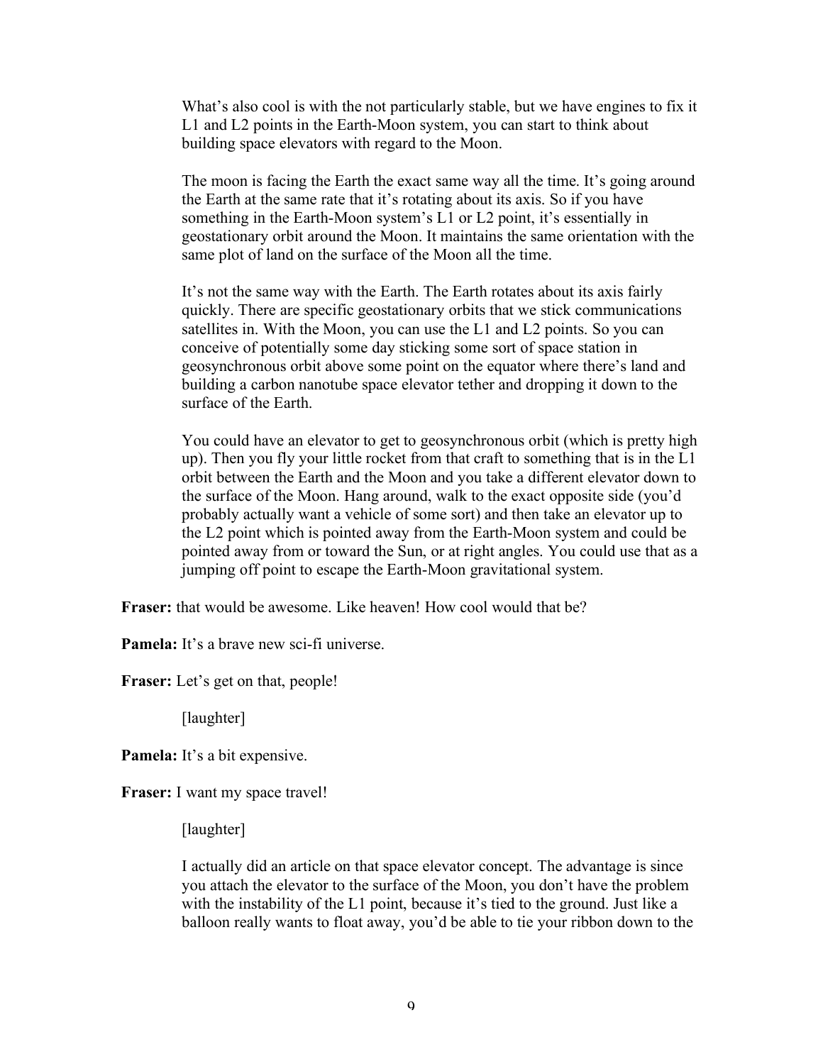What's also cool is with the not particularly stable, but we have engines to fix it L1 and L2 points in the Earth-Moon system, you can start to think about building space elevators with regard to the Moon.

The moon is facing the Earth the exact same way all the time. It's going around the Earth at the same rate that it's rotating about its axis. So if you have something in the Earth-Moon system's L1 or L2 point, it's essentially in geostationary orbit around the Moon. It maintains the same orientation with the same plot of land on the surface of the Moon all the time.

It's not the same way with the Earth. The Earth rotates about its axis fairly quickly. There are specific geostationary orbits that we stick communications satellites in. With the Moon, you can use the L1 and L2 points. So you can conceive of potentially some day sticking some sort of space station in geosynchronous orbit above some point on the equator where there's land and building a carbon nanotube space elevator tether and dropping it down to the surface of the Earth.

You could have an elevator to get to geosynchronous orbit (which is pretty high up). Then you fly your little rocket from that craft to something that is in the L1 orbit between the Earth and the Moon and you take a different elevator down to the surface of the Moon. Hang around, walk to the exact opposite side (you'd probably actually want a vehicle of some sort) and then take an elevator up to the L2 point which is pointed away from the Earth-Moon system and could be pointed away from or toward the Sun, or at right angles. You could use that as a jumping off point to escape the Earth-Moon gravitational system.

**Fraser:** that would be awesome. Like heaven! How cool would that be?

**Pamela:** It's a brave new sci-fi universe.

**Fraser:** Let's get on that, people!

[laughter]

**Pamela:** It's a bit expensive.

**Fraser:** I want my space travel!

[laughter]

I actually did an article on that space elevator concept. The advantage is since you attach the elevator to the surface of the Moon, you don't have the problem with the instability of the L1 point, because it's tied to the ground. Just like a balloon really wants to float away, you'd be able to tie your ribbon down to the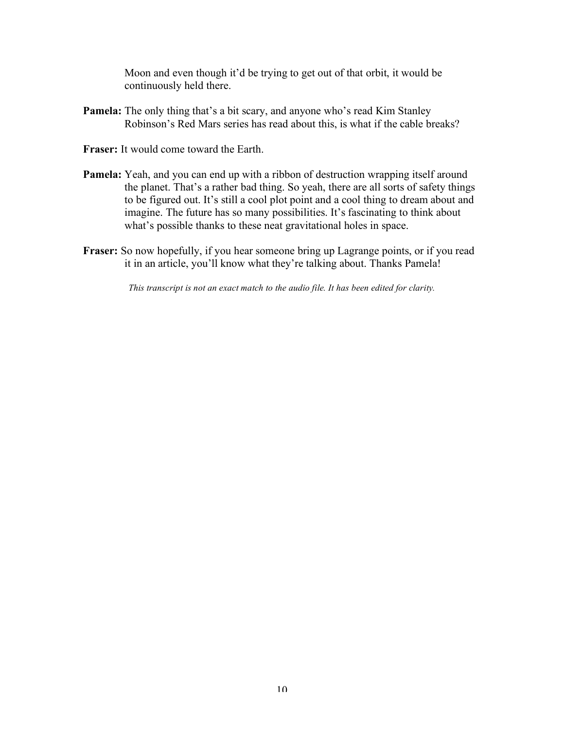Moon and even though it'd be trying to get out of that orbit, it would be continuously held there.

**Pamela:** The only thing that's a bit scary, and anyone who's read Kim Stanley Robinson's Red Mars series has read about this, is what if the cable breaks?

**Fraser:** It would come toward the Earth.

**Pamela:** Yeah, and you can end up with a ribbon of destruction wrapping itself around the planet. That's a rather bad thing. So yeah, there are all sorts of safety things to be figured out. It's still a cool plot point and a cool thing to dream about and imagine. The future has so many possibilities. It's fascinating to think about what's possible thanks to these neat gravitational holes in space.

**Fraser:** So now hopefully, if you hear someone bring up Lagrange points, or if you read it in an article, you'll know what they're talking about. Thanks Pamela!

*This transcript is not an exact match to the audio file. It has been edited for clarity.*